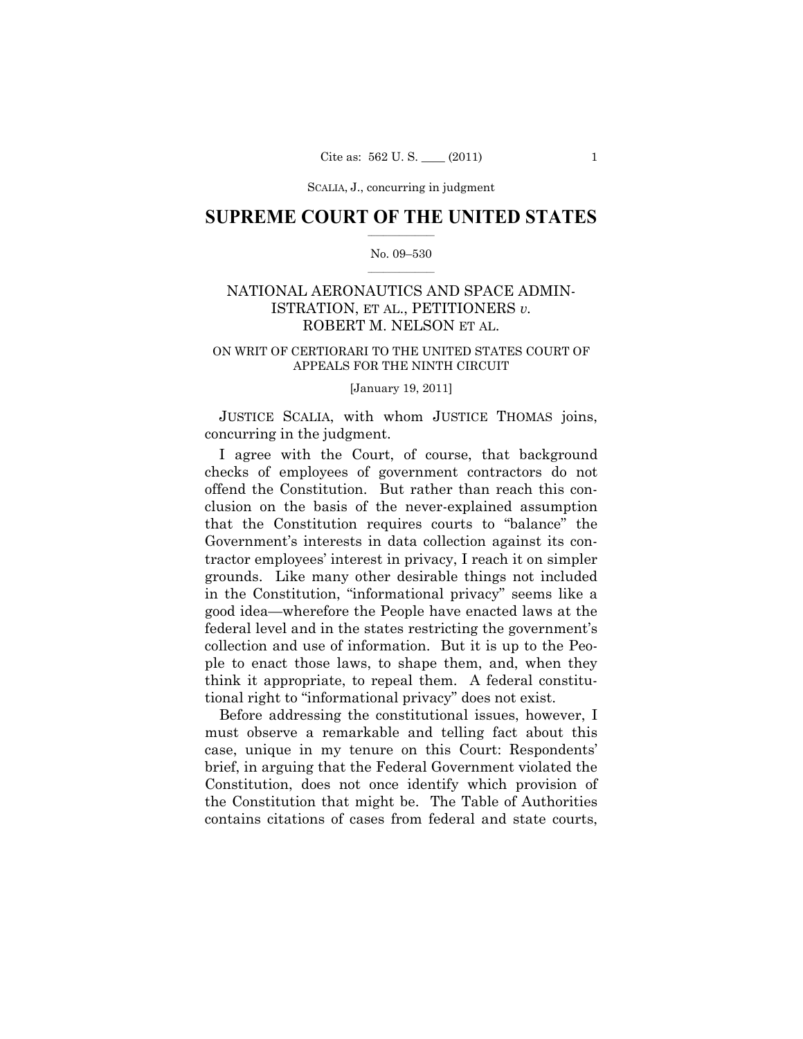SCALIA, J., concurring in judgment

# SUPREME COURT OF THE UNITED STATES

No. 09–530

## NATIONAL AERONAUTICS AND SPACE ADMINISTRATION, ET AL., PETITIONERS *v.* ROBERT M. NELSON ET AL.

ON WRIT OF CERTIORARI TO THE UNITED STATES COURT OF APPEALS FOR THE NINTH CIRCUIT

[January 19, 2011]

JUSTICE SCALIA, with whom JUSTICE THOMAS joins, concurring in the judgment.

I agree with the Court, of course, that background checks of employees of government contractors do not offend the Constitution. But rather than reach this conclusion on the basis of the never-explained assumption that the Constitution requires courts to "balance" the Government's interests in data collection against its contractor employees' interest in privacy, I reach it on simpler grounds. Like many other desirable things not included in the Constitution, "informational privacy" seems like a good idea—wherefore the People have enacted laws at the federal level and in the states restricting the government's collection and use of information. But it is up to the People to enact those laws, to shape them, and, when they think it appropriate, to repeal them. A federal constitutional right to "informational privacy" does not exist.

Before addressing the constitutional issues, however, I must observe a remarkable and telling fact about this case, unique in my tenure on this Court: Respondents' brief, in arguing that the Federal Government violated the Constitution, does not once identify which provision of the Constitution that might be. The Table of Authorities contains citations of cases from federal and state courts,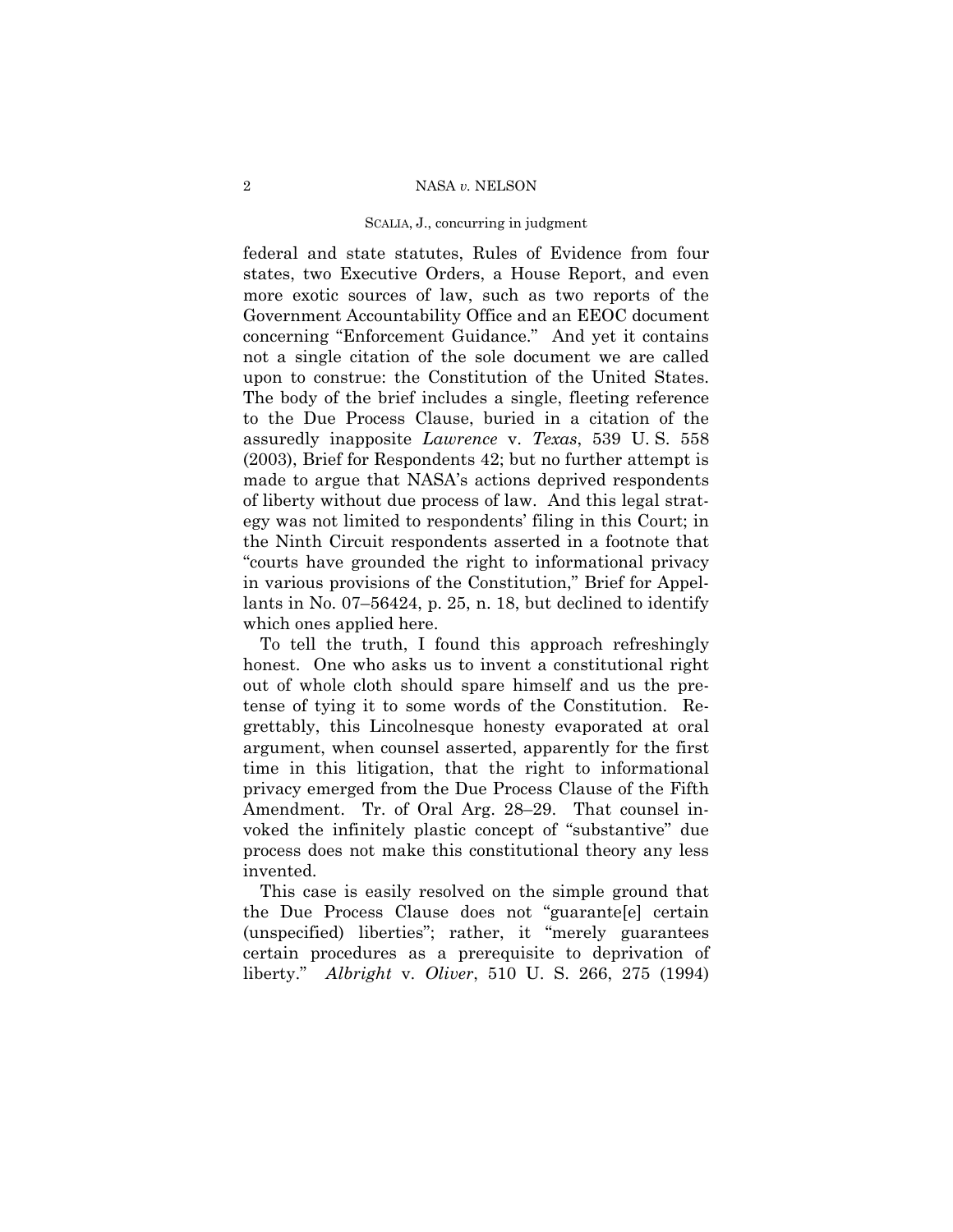federal and state statutes, Rules of Evidence from four states, two Executive Orders, a House Report, and even more exotic sources of law, such as two reports of the Government Accountability Office and an EEOC document concerning "Enforcement Guidance." And yet it contains not a single citation of the sole document we are called upon to construe: the Constitution of the United States. The body of the brief includes a single, fleeting reference to the Due Process Clause, buried in a citation of the assuredly inapposite *Lawrence* v. *Texas*, 539 U. S. 558 (2003), Brief for Respondents 42; but no further attempt is made to argue that NASA's actions deprived respondents of liberty without due process of law. And this legal strategy was not limited to respondents' filing in this Court; in the Ninth Circuit respondents asserted in a footnote that "courts have grounded the right to informational privacy in various provisions of the Constitution," Brief for Appellants in No. 07–56424, p. 25, n. 18, but declined to identify which ones applied here.

To tell the truth, I found this approach refreshingly honest. One who asks us to invent a constitutional right out of whole cloth should spare himself and us the pretense of tying it to some words of the Constitution. Regrettably, this Lincolnesque honesty evaporated at oral argument, when counsel asserted, apparently for the first time in this litigation, that the right to informational privacy emerged from the Due Process Clause of the Fifth Amendment. Tr. of Oral Arg. 28–29. That counsel invoked the infinitely plastic concept of "substantive" due process does not make this constitutional theory any less invented.

This case is easily resolved on the simple ground that the Due Process Clause does not "guarante[e] certain (unspecified) liberties"; rather, it "merely guarantees certain procedures as a prerequisite to deprivation of liberty." *Albright* v. *Oliver*, 510 U. S. 266, 275 (1994)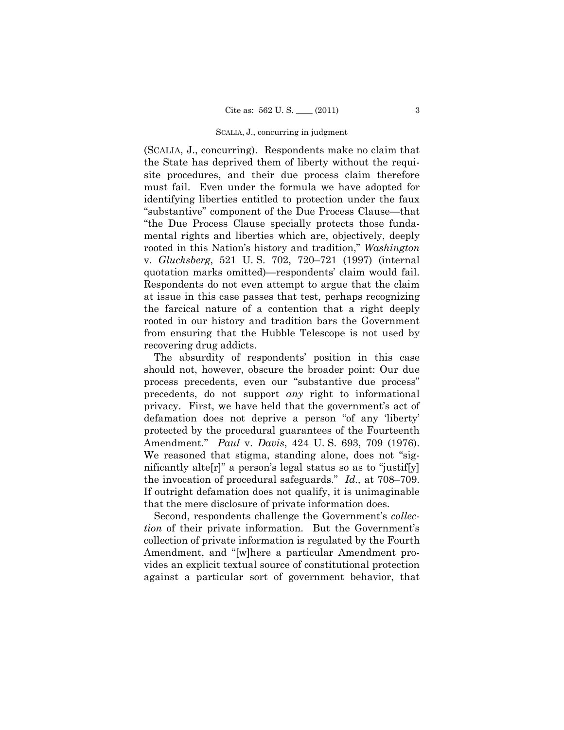(SCALIA, J., concurring). Respondents make no claim that the State has deprived them of liberty without the requisite procedures, and their due process claim therefore must fail. Even under the formula we have adopted for identifying liberties entitled to protection under the faux "substantive" component of the Due Process Clause—that "the Due Process Clause specially protects those fundamental rights and liberties which are, objectively, deeply rooted in this Nation's history and tradition," *Washington* v. *Glucksberg*, 521 U. S. 702, 720–721 (1997) (internal quotation marks omitted)—respondents' claim would fail. Respondents do not even attempt to argue that the claim at issue in this case passes that test, perhaps recognizing the farcical nature of a contention that a right deeply rooted in our history and tradition bars the Government from ensuring that the Hubble Telescope is not used by recovering drug addicts.

The absurdity of respondents' position in this case should not, however, obscure the broader point: Our due process precedents, even our "substantive due process" precedents, do not support *any* right to informational privacy. First, we have held that the government's act of defamation does not deprive a person "of any 'liberty' protected by the procedural guarantees of the Fourteenth Amendment." *Paul* v. *Davis*, 424 U. S. 693, 709 (1976). We reasoned that stigma, standing alone, does not "significantly alte[r]" a person's legal status so as to "justif[y] the invocation of procedural safeguards." *Id.,* at 708–709. If outright defamation does not qualify, it is unimaginable that the mere disclosure of private information does.

Second, respondents challenge the Government's *collection* of their private information. But the Government's collection of private information is regulated by the Fourth Amendment, and "[w]here a particular Amendment provides an explicit textual source of constitutional protection against a particular sort of government behavior, that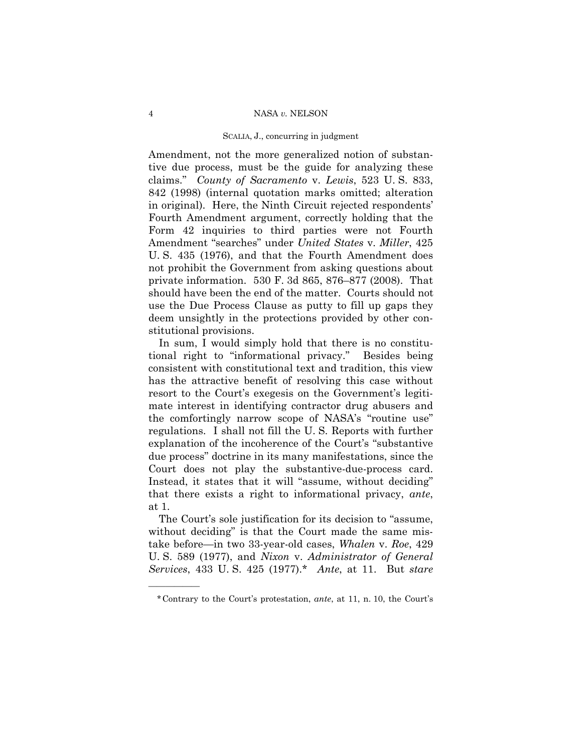Amendment, not the more generalized notion of substantive due process, must be the guide for analyzing these claims." *County of Sacramento* v. *Lewis*, 523 U. S. 833, 842 (1998) (internal quotation marks omitted; alteration in original). Here, the Ninth Circuit rejected respondents' Fourth Amendment argument, correctly holding that the Form 42 inquiries to third parties were not Fourth Amendment "searches" under *United States* v. *Miller*, 425 U. S. 435 (1976), and that the Fourth Amendment does not prohibit the Government from asking questions about private information. 530 F. 3d 865, 876–877 (2008). That should have been the end of the matter. Courts should not use the Due Process Clause as putty to fill up gaps they deem unsightly in the protections provided by other constitutional provisions.

In sum, I would simply hold that there is no constitutional right to "informational privacy." Besides being consistent with constitutional text and tradition, this view has the attractive benefit of resolving this case without resort to the Court's exegesis on the Government's legitimate interest in identifying contractor drug abusers and the comfortingly narrow scope of NASA's "routine use" regulations. I shall not fill the U. S. Reports with further explanation of the incoherence of the Court's "substantive due process" doctrine in its many manifestations, since the Court does not play the substantive-due-process card. Instead, it states that it will "assume, without deciding" that there exists a right to informational privacy, *ante*, at 1.

The Court's sole justification for its decision to "assume, without deciding" is that the Court made the same mistake before—in two 33-year-old cases, *Whalen* v. *Roe*, 429 U. S. 589 (1977), and *Nixon* v. *Administrator of General Services*, 433 U. S. 425 (1977).* *Ante*, at 11. But *stare*

---

*Contrary to the Court's protestation, *ante*, at 11, n. 10, the Court's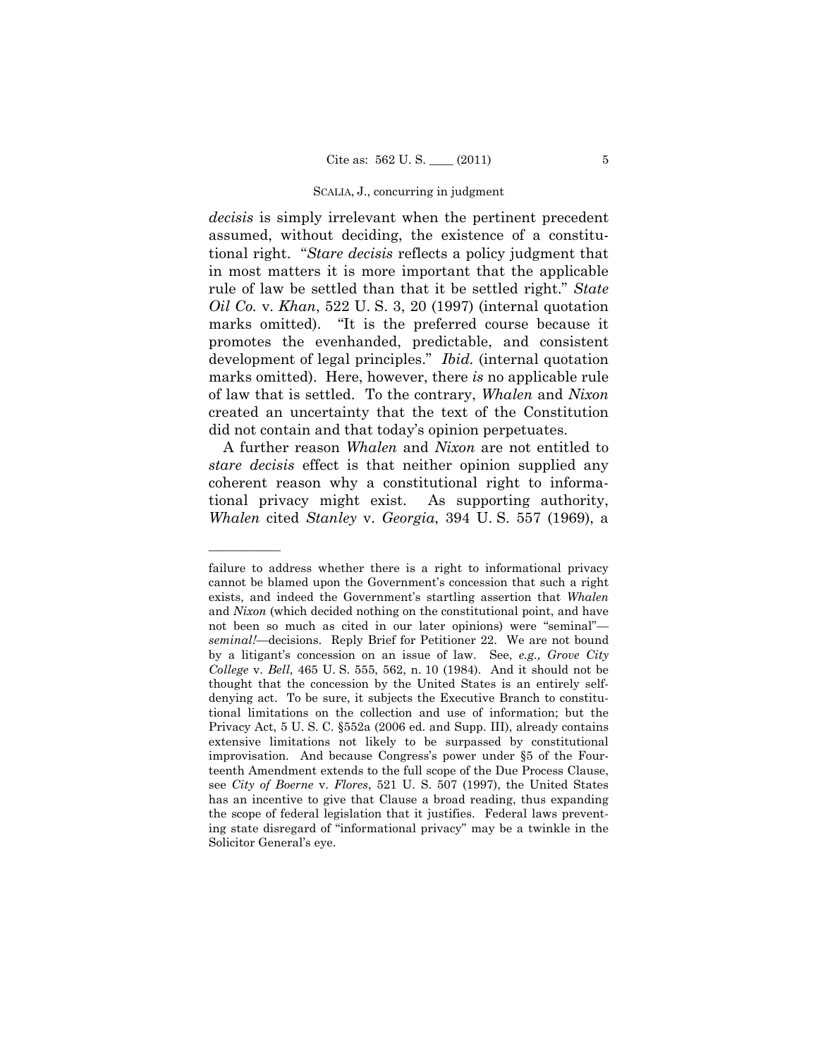*decisis* is simply irrelevant when the pertinent precedent assumed, without deciding, the existence of a constitutional right. "*Stare decisis* reflects a policy judgment that in most matters it is more important that the applicable rule of law be settled than that it be settled right." *State Oil Co.* v. *Khan*, 522 U. S. 3, 20 (1997) (internal quotation marks omitted). "It is the preferred course because it promotes the evenhanded, predictable, and consistent development of legal principles." *Ibid.* (internal quotation marks omitted). Here, however, there *is* no applicable rule of law that is settled. To the contrary, *Whalen* and *Nixon* created an uncertainty that the text of the Constitution did not contain and that today's opinion perpetuates.

A further reason *Whalen* and *Nixon* are not entitled to *stare decisis* effect is that neither opinion supplied any coherent reason why a constitutional right to informational privacy might exist. As supporting authority, *Whalen* cited *Stanley* v. *Georgia*, 394 U. S. 557 (1969), a

---

failure to address whether there is a right to informational privacy cannot be blamed upon the Government's concession that such a right exists, and indeed the Government's startling assertion that *Whalen* and *Nixon* (which decided nothing on the constitutional point, and have not been so much as cited in our later opinions) were "seminal"—*seminal!*—decisions. Reply Brief for Petitioner 22. We are not bound by a litigant's concession on an issue of law. See, *e.g., Grove City College* v. *Bell*, 465 U. S. 555, 562, n. 10 (1984). And it should not be thought that the concession by the United States is an entirely self-denying act. To be sure, it subjects the Executive Branch to constitutional limitations on the collection and use of information; but the Privacy Act, 5 U. S. C. §552a (2006 ed. and Supp. III), already contains extensive limitations not likely to be surpassed by constitutional improvisation. And because Congress's power under §5 of the Fourteenth Amendment extends to the full scope of the Due Process Clause, see *City of Boerne* v. *Flores*, 521 U. S. 507 (1997), the United States has an incentive to give that Clause a broad reading, thus expanding the scope of federal legislation that it justifies. Federal laws preventing state disregard of "informational privacy" may be a twinkle in the Solicitor General's eye.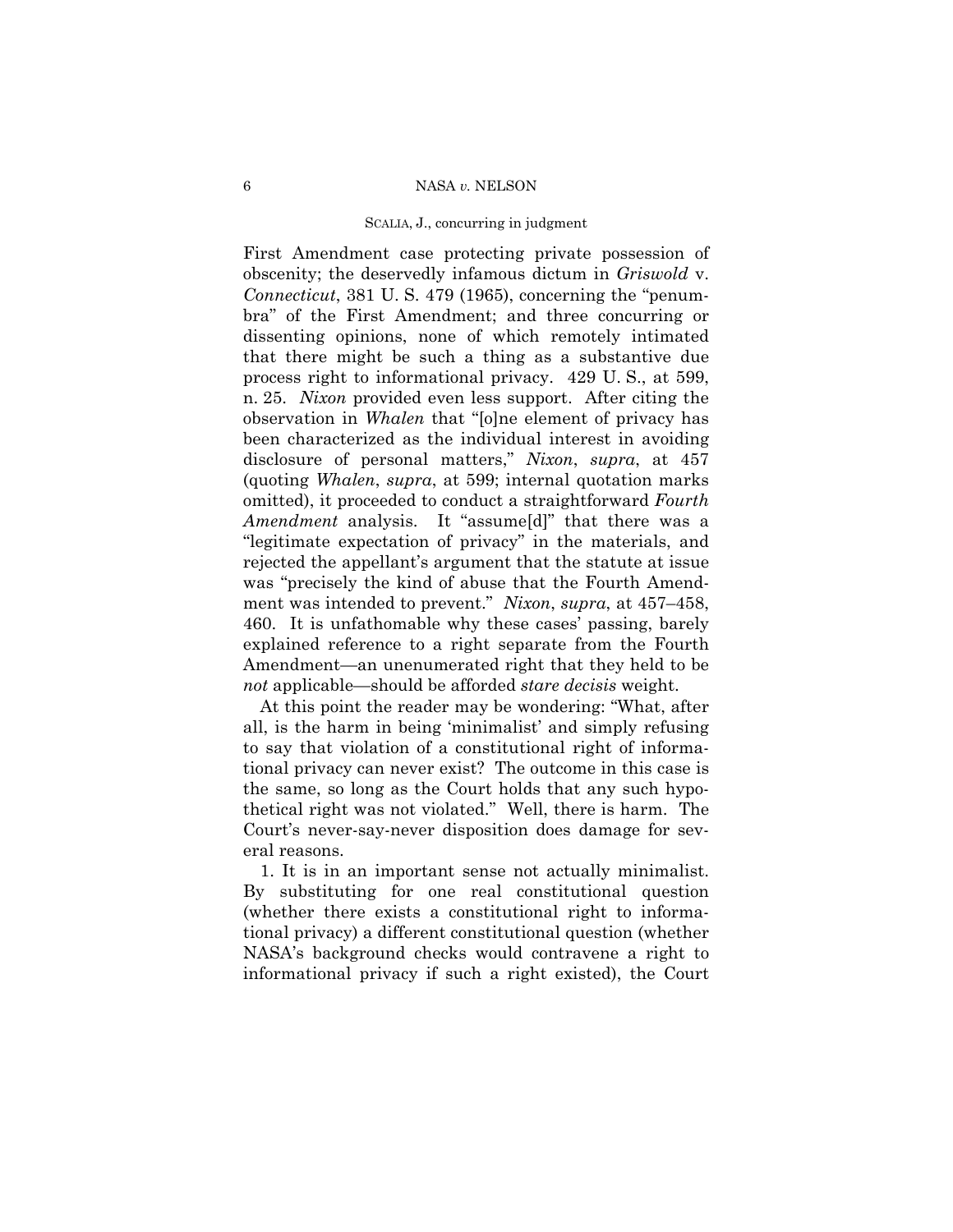First Amendment case protecting private possession of obscenity; the deservedly infamous dictum in *Griswold* v. *Connecticut*, 381 U. S. 479 (1965), concerning the "penumbra" of the First Amendment; and three concurring or dissenting opinions, none of which remotely intimated that there might be such a thing as a substantive due process right to informational privacy. 429 U. S., at 599, n. 25. *Nixon* provided even less support. After citing the observation in *Whalen* that "[o]ne element of privacy has been characterized as the individual interest in avoiding disclosure of personal matters," *Nixon*, *supra*, at 457 (quoting *Whalen*, *supra*, at 599; internal quotation marks omitted), it proceeded to conduct a straightforward *Fourth Amendment* analysis. It "assume[d]" that there was a "legitimate expectation of privacy" in the materials, and rejected the appellant's argument that the statute at issue was "precisely the kind of abuse that the Fourth Amendment was intended to prevent." *Nixon*, *supra*, at 457–458, 460. It is unfathomable why these cases' passing, barely explained reference to a right separate from the Fourth Amendment—an unenumerated right that they held to be *not* applicable—should be afforded *stare decisis* weight.

At this point the reader may be wondering: "What, after all, is the harm in being 'minimalist' and simply refusing to say that violation of a constitutional right of informational privacy can never exist? The outcome in this case is the same, so long as the Court holds that any such hypothetical right was not violated." Well, there is harm. The Court's never-say-never disposition does damage for several reasons.

1. It is in an important sense not actually minimalist. By substituting for one real constitutional question (whether there exists a constitutional right to informational privacy) a different constitutional question (whether NASA's background checks would contravene a right to informational privacy if such a right existed), the Court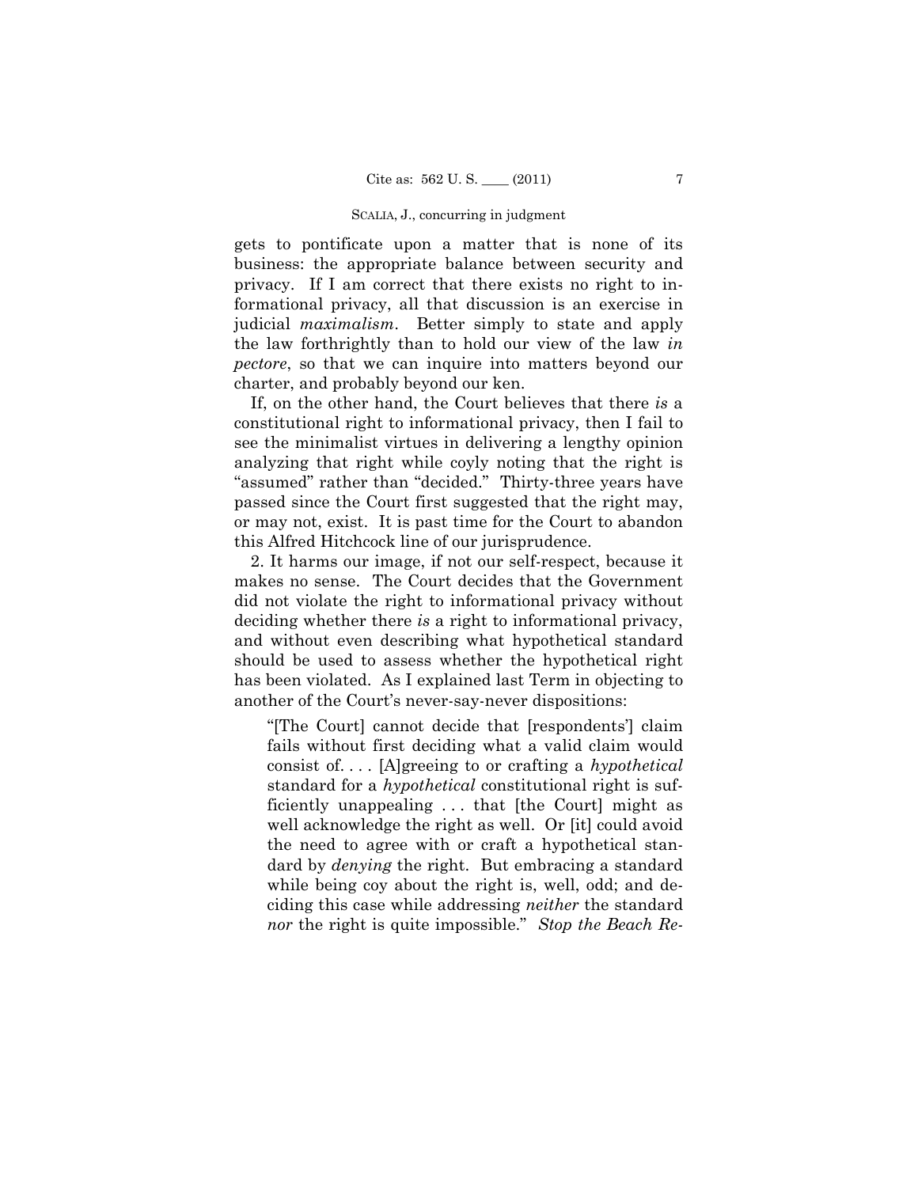gets to pontificate upon a matter that is none of its business: the appropriate balance between security and privacy. If I am correct that there exists no right to informational privacy, all that discussion is an exercise in judicial *maximalism*. Better simply to state and apply the law forthrightly than to hold our view of the law *in pectore*, so that we can inquire into matters beyond our charter, and probably beyond our ken.

If, on the other hand, the Court believes that there *is* a constitutional right to informational privacy, then I fail to see the minimalist virtues in delivering a lengthy opinion analyzing that right while coyly noting that the right is "assumed" rather than "decided." Thirty-three years have passed since the Court first suggested that the right may, or may not, exist. It is past time for the Court to abandon this Alfred Hitchcock line of our jurisprudence.

2. It harms our image, if not our self-respect, because it makes no sense. The Court decides that the Government did not violate the right to informational privacy without deciding whether there *is* a right to informational privacy, and without even describing what hypothetical standard should be used to assess whether the hypothetical right has been violated. As I explained last Term in objecting to another of the Court's never-say-never dispositions:

> "[The Court] cannot decide that [respondents'] claim fails without first deciding what a valid claim would consist of. . . . [A]greeing to or crafting a *hypothetical* standard for a *hypothetical* constitutional right is sufficiently unappealing . . . that [the Court] might as well acknowledge the right as well. Or [it] could avoid the need to agree with or craft a hypothetical standard by *denying* the right. But embracing a standard while being coy about the right is, well, odd; and deciding this case while addressing *neither* the standard *nor* the right is quite impossible." *Stop the Beach Re-*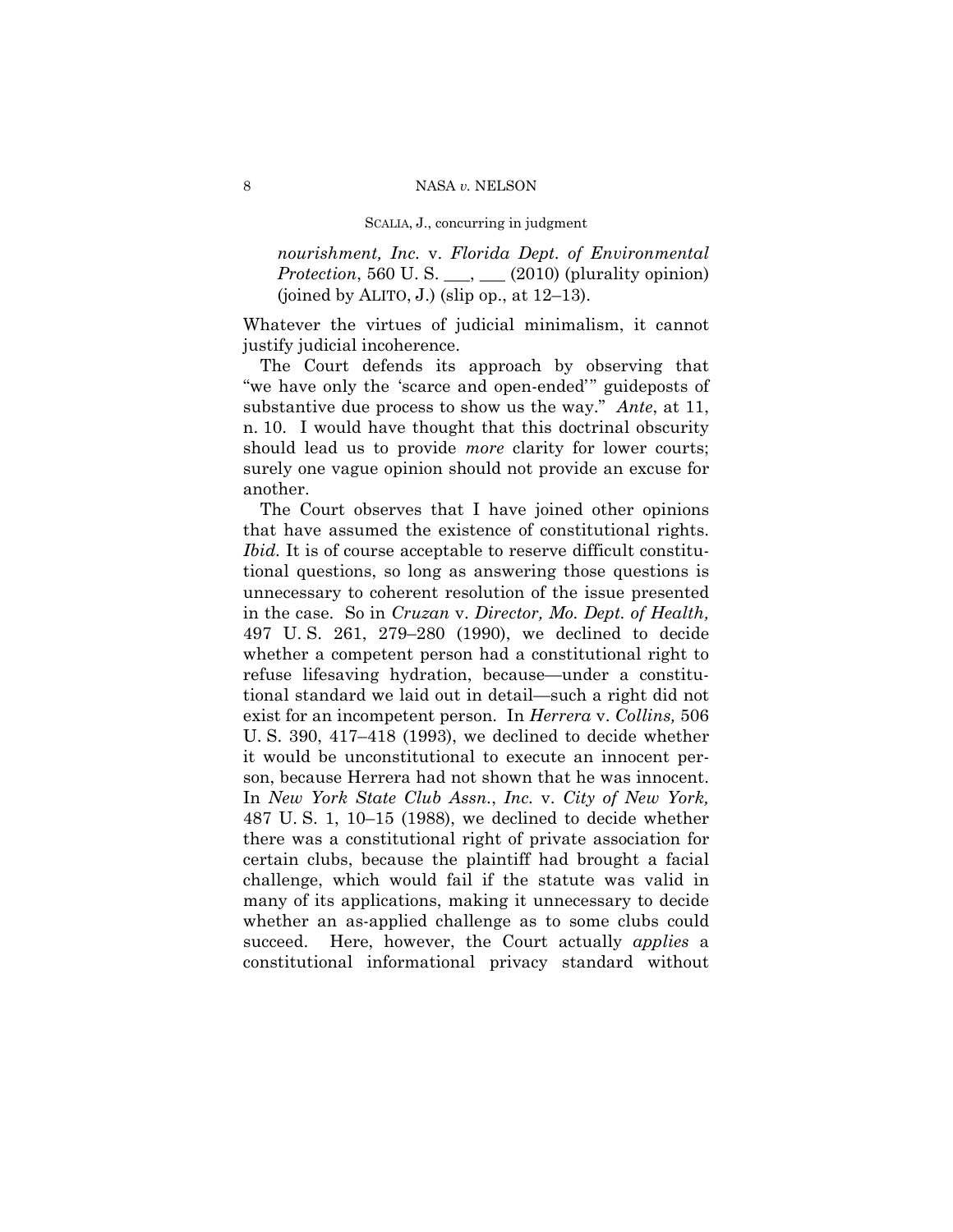*nourishment, Inc.* v. *Florida Dept. of Environmental Protection*, 560 U. S. ___, ___ (2010) (plurality opinion) (joined by ALITO, J.) (slip op., at 12–13).

Whatever the virtues of judicial minimalism, it cannot justify judicial incoherence.

The Court defends its approach by observing that "we have only the 'scarce and open-ended'" guideposts of substantive due process to show us the way." *Ante*, at 11, n. 10. I would have thought that this doctrinal obscurity should lead us to provide *more* clarity for lower courts; surely one vague opinion should not provide an excuse for another.

The Court observes that I have joined other opinions that have assumed the existence of constitutional rights. *Ibid.* It is of course acceptable to reserve difficult constitutional questions, so long as answering those questions is unnecessary to coherent resolution of the issue presented in the case. So in *Cruzan* v. *Director, Mo. Dept. of Health,* 497 U. S. 261, 279–280 (1990), we declined to decide whether a competent person had a constitutional right to refuse lifesaving hydration, because—under a constitutional standard we laid out in detail—such a right did not exist for an incompetent person. In *Herrera* v. *Collins,* 506 U. S. 390, 417–418 (1993), we declined to decide whether it would be unconstitutional to execute an innocent person, because Herrera had not shown that he was innocent. In *New York State Club Assn., Inc.* v. *City of New York,* 487 U. S. 1, 10–15 (1988), we declined to decide whether there was a constitutional right of private association for certain clubs, because the plaintiff had brought a facial challenge, which would fail if the statute was valid in many of its applications, making it unnecessary to decide whether an as-applied challenge as to some clubs could succeed. Here, however, the Court actually *applies* a constitutional informational privacy standard without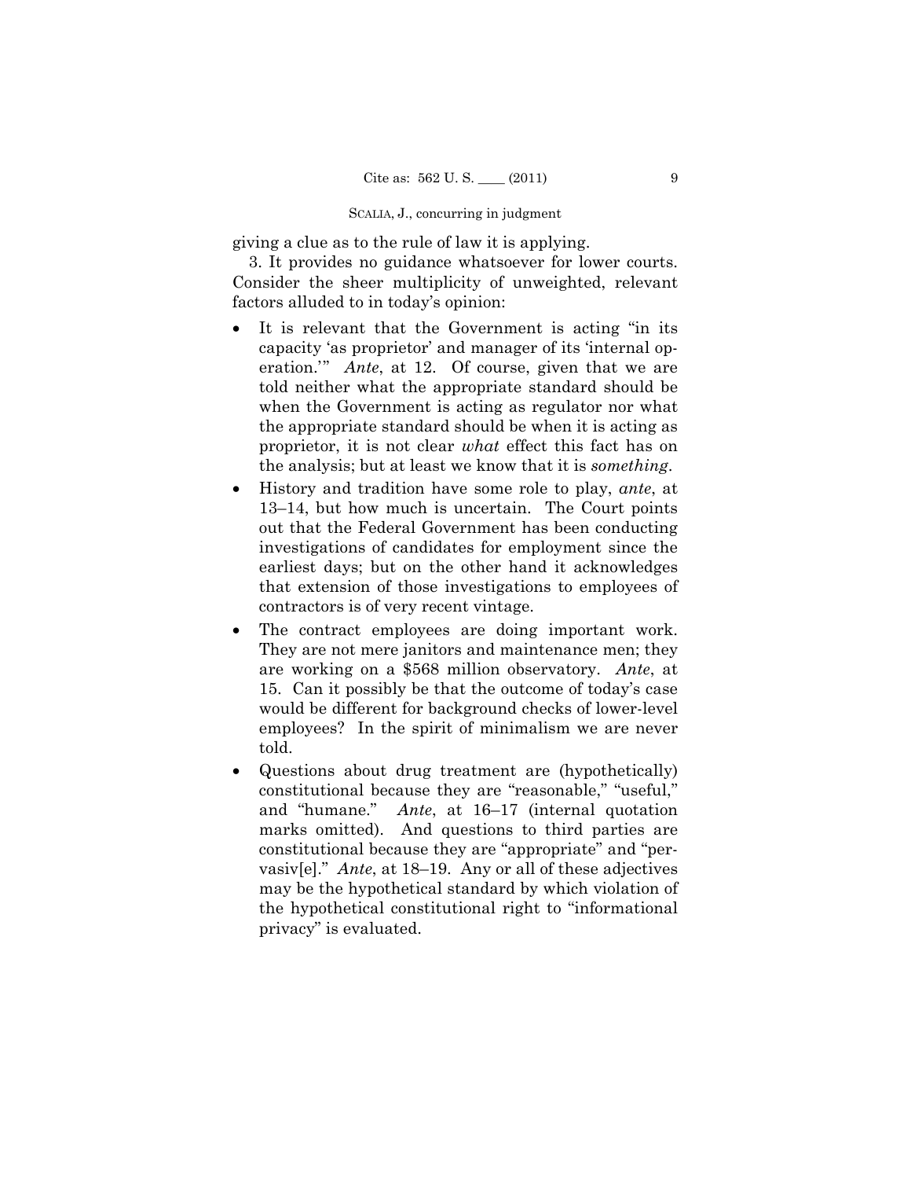giving a clue as to the rule of law it is applying.

3. It provides no guidance whatsoever for lower courts. Consider the sheer multiplicity of unweighted, relevant factors alluded to in today's opinion:

- It is relevant that the Government is acting "in its capacity 'as proprietor' and manager of its 'internal operation.'" *Ante*, at 12. Of course, given that we are told neither what the appropriate standard should be when the Government is acting as regulator nor what the appropriate standard should be when it is acting as proprietor, it is not clear *what* effect this fact has on the analysis; but at least we know that it is *something*.
- History and tradition have some role to play, *ante*, at 13–14, but how much is uncertain. The Court points out that the Federal Government has been conducting investigations of candidates for employment since the earliest days; but on the other hand it acknowledges that extension of those investigations to employees of contractors is of very recent vintage.
- The contract employees are doing important work. They are not mere janitors and maintenance men; they are working on a $568 million observatory. *Ante*, at 15. Can it possibly be that the outcome of today's case would be different for background checks of lower-level employees? In the spirit of minimalism we are never told.
- Questions about drug treatment are (hypothetically) constitutional because they are "reasonable," "useful," and "humane." *Ante*, at 16–17 (internal quotation marks omitted). And questions to third parties are constitutional because they are "appropriate" and "pervasiv[e]." *Ante*, at 18–19. Any or all of these adjectives may be the hypothetical standard by which violation of the hypothetical constitutional right to "informational privacy" is evaluated.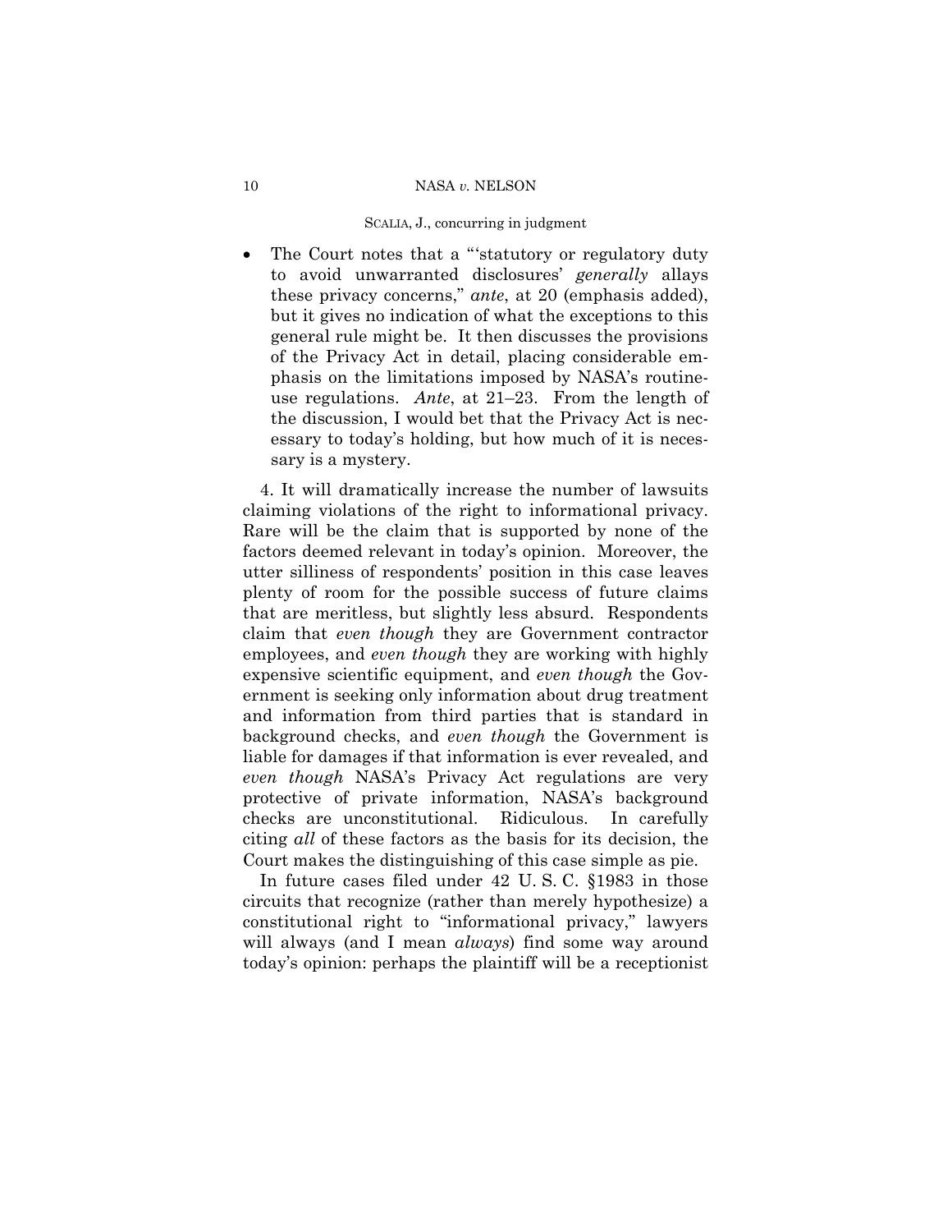- The Court notes that a "'statutory or regulatory duty to avoid unwarranted disclosures' *generally* allays these privacy concerns," *ante*, at 20 (emphasis added), but it gives no indication of what the exceptions to this general rule might be. It then discusses the provisions of the Privacy Act in detail, placing considerable emphasis on the limitations imposed by NASA's routine-use regulations. *Ante*, at 21–23. From the length of the discussion, I would bet that the Privacy Act is necessary to today's holding, but how much of it is necessary is a mystery.

4. It will dramatically increase the number of lawsuits claiming violations of the right to informational privacy. Rare will be the claim that is supported by none of the factors deemed relevant in today's opinion. Moreover, the utter silliness of respondents' position in this case leaves plenty of room for the possible success of future claims that are meritless, but slightly less absurd. Respondents claim that *even though* they are Government contractor employees, and *even though* they are working with highly expensive scientific equipment, and *even though* the Government is seeking only information about drug treatment and information from third parties that is standard in background checks, and *even though* the Government is liable for damages if that information is ever revealed, and *even though* NASA's Privacy Act regulations are very protective of private information, NASA's background checks are unconstitutional. Ridiculous. In carefully citing *all* of these factors as the basis for its decision, the Court makes the distinguishing of this case simple as pie.

In future cases filed under 42 U. S. C. §1983 in those circuits that recognize (rather than merely hypothesize) a constitutional right to "informational privacy," lawyers will always (and I mean *always*) find some way around today's opinion: perhaps the plaintiff will be a receptionist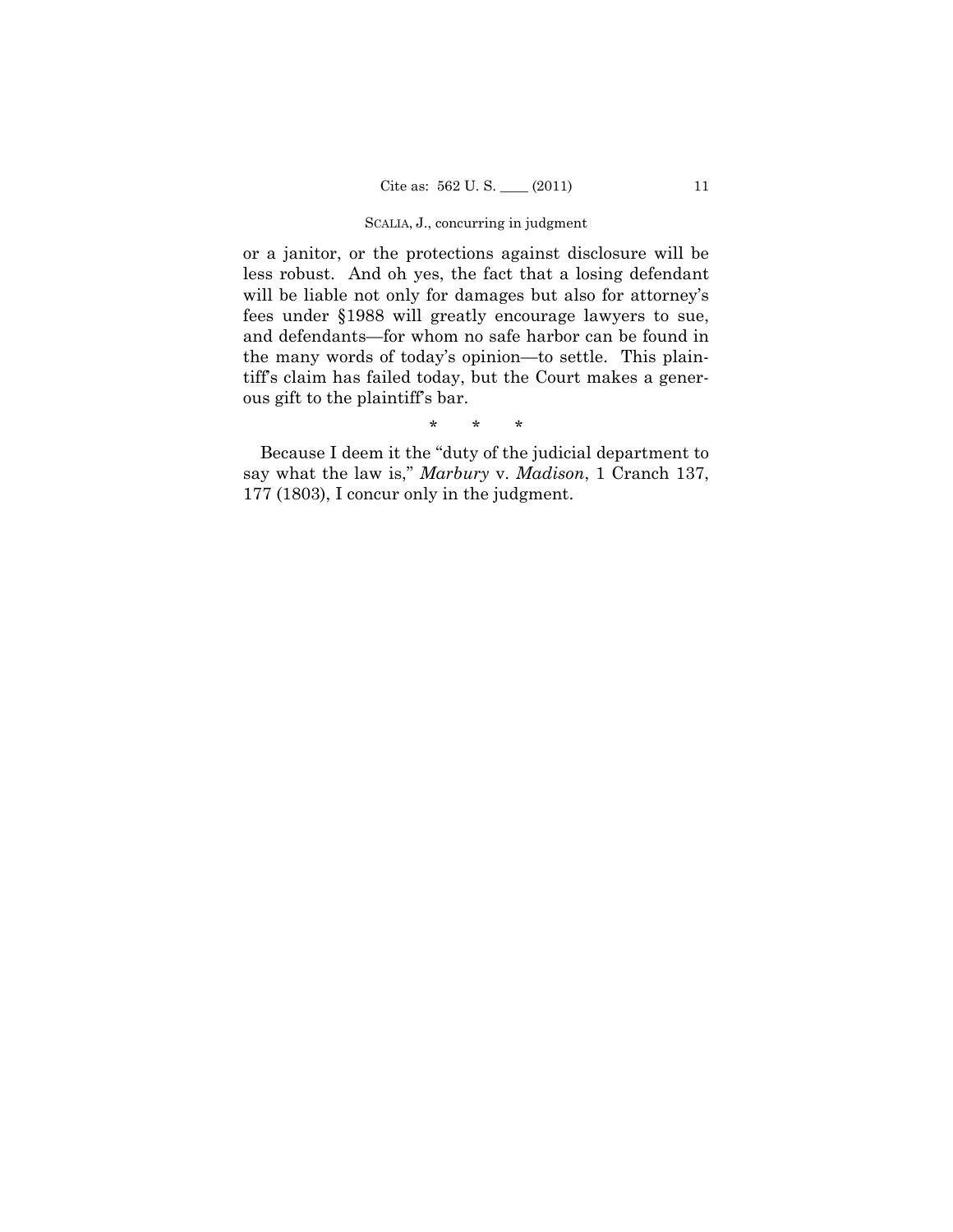or a janitor, or the protections against disclosure will be less robust. And oh yes, the fact that a losing defendant will be liable not only for damages but also for attorney's fees under §1988 will greatly encourage lawyers to sue, and defendants—for whom no safe harbor can be found in the many words of today's opinion—to settle. This plaintiff's claim has failed today, but the Court makes a generous gift to the plaintiff's bar.

\* \* \*

Because I deem it the "duty of the judicial department to say what the law is," *Marbury* v. *Madison*, 1 Cranch 137, 177 (1803), I concur only in the judgment.